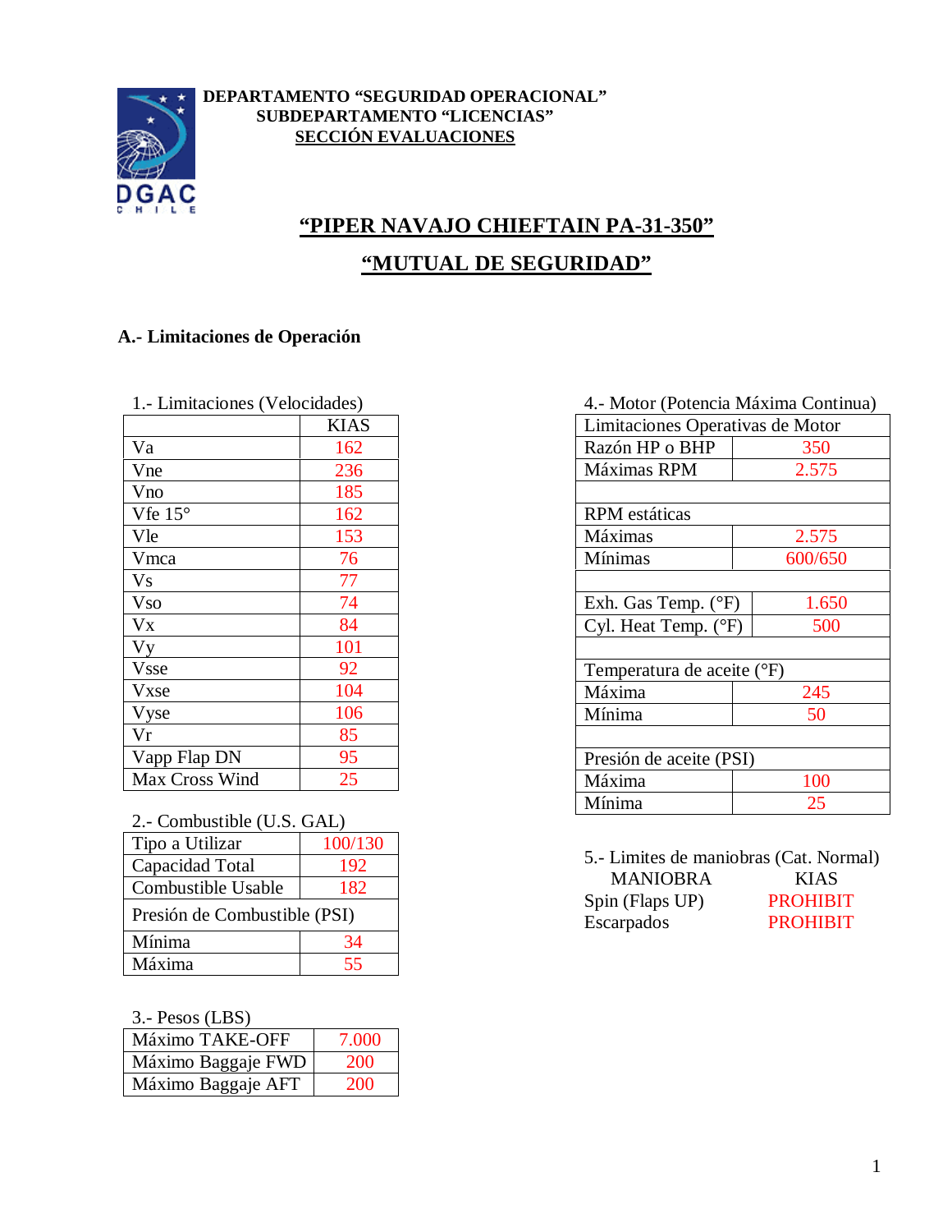**DEPARTAMENTO "SEGURIDAD OPERACIONAL"**
**SUBDEPARTAMENTO "LICENCIAS"**
**SECCIÓN EVALUACIONES**

# "PIPER NAVAJO CHIEFTAIN PA-31-350"

# "MUTUAL DE SEGURIDAD"

## A.- Limitaciones de Operación

1.- Limitaciones (Velocidades)

| | KIAS |
|---|---|
| Va | 162 |
| Vne | 236 |
| Vno | 185 |
| Vfe 15° | 162 |
| Vle | 153 |
| Vmca | 76 |
| Vs | 77 |
| Vso | 74 |
| Vx | 84 |
| Vy | 101 |
| Vsse | 92 |
| Vxse | 104 |
| Vyse | 106 |
| Vr | 85 |
| Vapp Flap DN | 95 |
| Max Cross Wind | 25 |

2.- Combustible (U.S. GAL)

| Tipo a Utilizar | 100/130 |
|---|---|
| Capacidad Total | 192 |
| Combustible Usable | 182 |
| Presión de Combustible (PSI) | |
| Mínima | 34 |
| Máxima | 55 |

3.- Pesos (LBS)

| Máximo TAKE-OFF | 7.000 |
|---|---|
| Máximo Baggaje FWD | 200 |
| Máximo Baggaje AFT | 200 |

4.- Motor (Potencia Máxima Continua)

| Limitaciones Operativas de Motor | |
|---|---|
| Razón HP o BHP | 350 |
| Máximas RPM | 2.575 |
| | |
| RPM estáticas | |
| Máximas | 2.575 |
| Mínimas | 600/650 |
| | |
| Exh. Gas Temp. (°F) | 1.650 |
| Cyl. Heat Temp. (°F) | 500 |
| | |
| Temperatura de aceite (°F) | |
| Máxima | 245 |
| Mínima | 50 |
| | |
| Presión de aceite (PSI) | |
| Máxima | 100 |
| Mínima | 25 |

5.- Limites de maniobras (Cat. Normal)

| MANIOBRA | KIAS |
|---|---|
| Spin (Flaps UP) | PROHIBIT |
| Escarpados | PROHIBIT |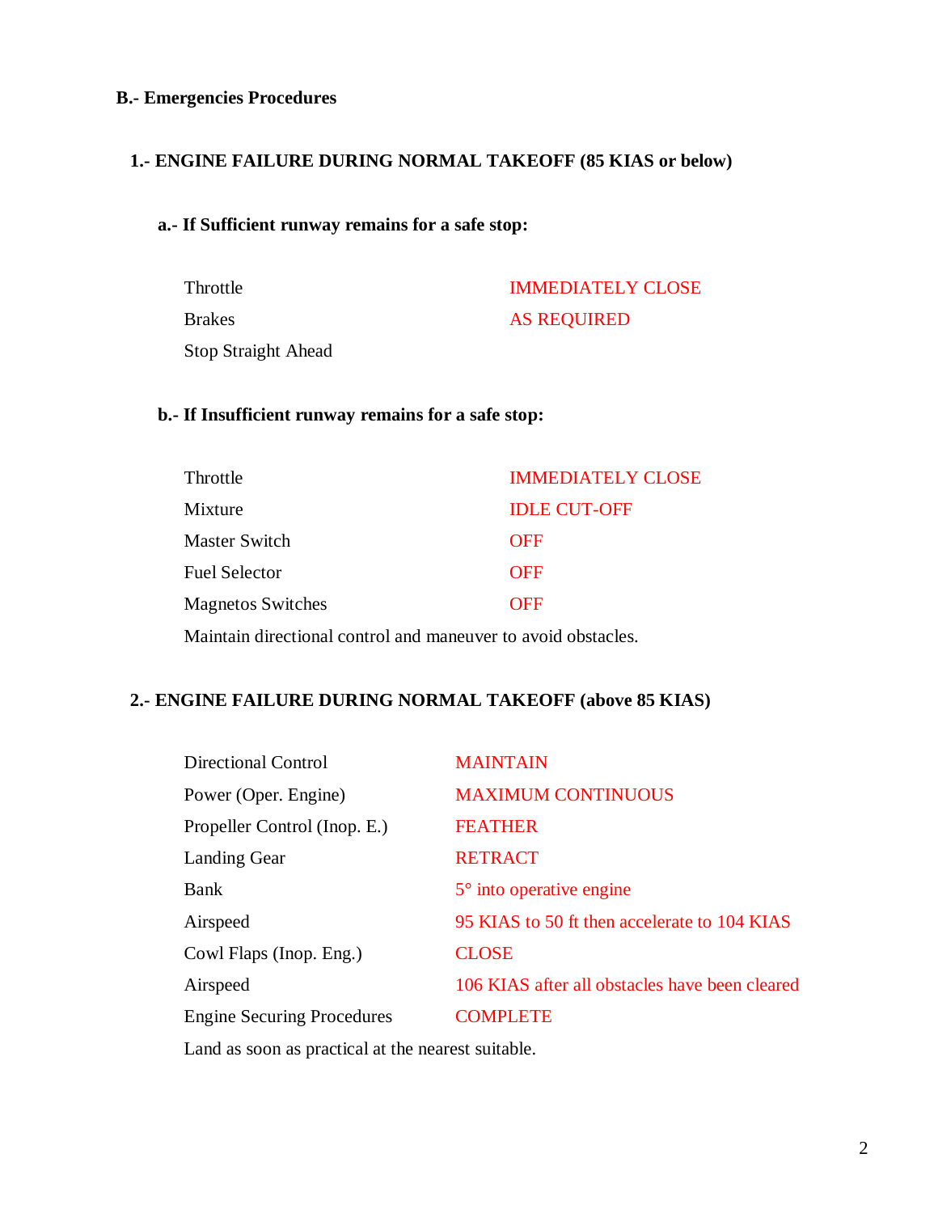## B.- Emergencies Procedures

### 1.- ENGINE FAILURE DURING NORMAL TAKEOFF (85 KIAS or below)

**a.- If Sufficient runway remains for a safe stop:**

| | |
|---|---|
| Throttle | IMMEDIATELY CLOSE |
| Brakes | AS REQUIRED |
| Stop Straight Ahead | |

**b.- If Insufficient runway remains for a safe stop:**

| | |
|---|---|
| Throttle | IMMEDIATELY CLOSE |
| Mixture | IDLE CUT-OFF |
| Master Switch | OFF |
| Fuel Selector | OFF |
| Magnetos Switches | OFF |

Maintain directional control and maneuver to avoid obstacles.

### 2.- ENGINE FAILURE DURING NORMAL TAKEOFF (above 85 KIAS)

| | |
|---|---|
| Directional Control | MAINTAIN |
| Power (Oper. Engine) | MAXIMUM CONTINUOUS |
| Propeller Control (Inop. E.) | FEATHER |
| Landing Gear | RETRACT |
| Bank | 5° into operative engine |
| Airspeed | 95 KIAS to 50 ft then accelerate to 104 KIAS |
| Cowl Flaps (Inop. Eng.) | CLOSE |
| Airspeed | 106 KIAS after all obstacles have been cleared |
| Engine Securing Procedures | COMPLETE |

Land as soon as practical at the nearest suitable.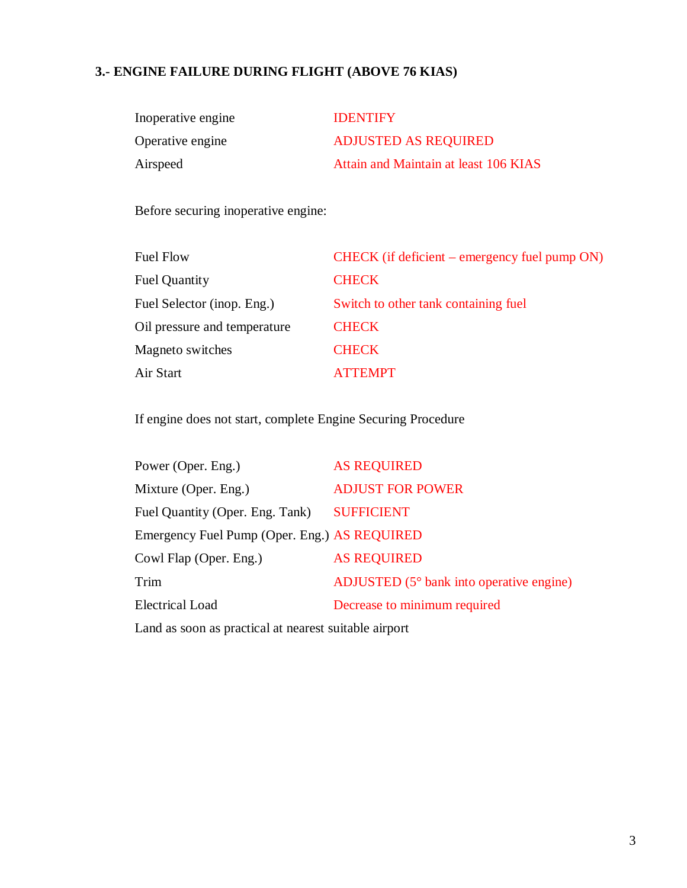### 3.- ENGINE FAILURE DURING FLIGHT (ABOVE 76 KIAS)

| | |
|---|---|
| Inoperative engine | IDENTIFY |
| Operative engine | ADJUSTED AS REQUIRED |
| Airspeed | Attain and Maintain at least 106 KIAS |

Before securing inoperative engine:

| | |
|---|---|
| Fuel Flow | CHECK (if deficient – emergency fuel pump ON) |
| Fuel Quantity | CHECK |
| Fuel Selector (inop. Eng.) | Switch to other tank containing fuel |
| Oil pressure and temperature | CHECK |
| Magneto switches | CHECK |
| Air Start | ATTEMPT |

If engine does not start, complete Engine Securing Procedure

| | |
|---|---|
| Power (Oper. Eng.) | AS REQUIRED |
| Mixture (Oper. Eng.) | ADJUST FOR POWER |
| Fuel Quantity (Oper. Eng. Tank) | SUFFICIENT |
| Emergency Fuel Pump (Oper. Eng.) | AS REQUIRED |
| Cowl Flap (Oper. Eng.) | AS REQUIRED |
| Trim | ADJUSTED (5° bank into operative engine) |
| Electrical Load | Decrease to minimum required |

Land as soon as practical at nearest suitable airport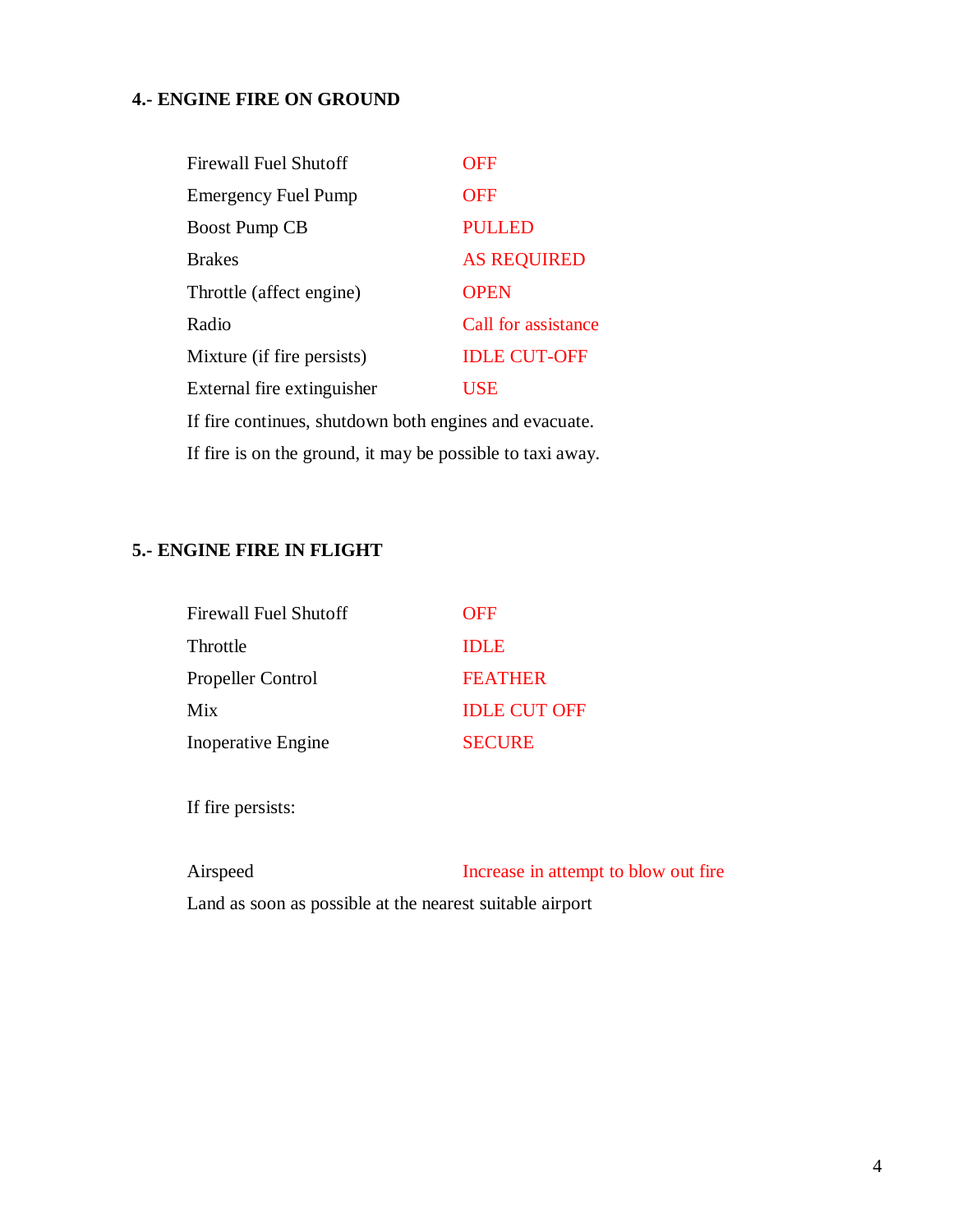## 4.- ENGINE FIRE ON GROUND

| | |
|---|---|
| Firewall Fuel Shutoff | OFF |
| Emergency Fuel Pump | OFF |
| Boost Pump CB | PULLED |
| Brakes | AS REQUIRED |
| Throttle (affect engine) | OPEN |
| Radio | Call for assistance |
| Mixture (if fire persists) | IDLE CUT-OFF |
| External fire extinguisher | USE |

If fire continues, shutdown both engines and evacuate.

If fire is on the ground, it may be possible to taxi away.

## 5.- ENGINE FIRE IN FLIGHT

| | |
|---|---|
| Firewall Fuel Shutoff | OFF |
| Throttle | IDLE |
| Propeller Control | FEATHER |
| Mix | IDLE CUT OFF |
| Inoperative Engine | SECURE |

If fire persists:

| | |
|---|---|
| Airspeed | Increase in attempt to blow out fire |

Land as soon as possible at the nearest suitable airport